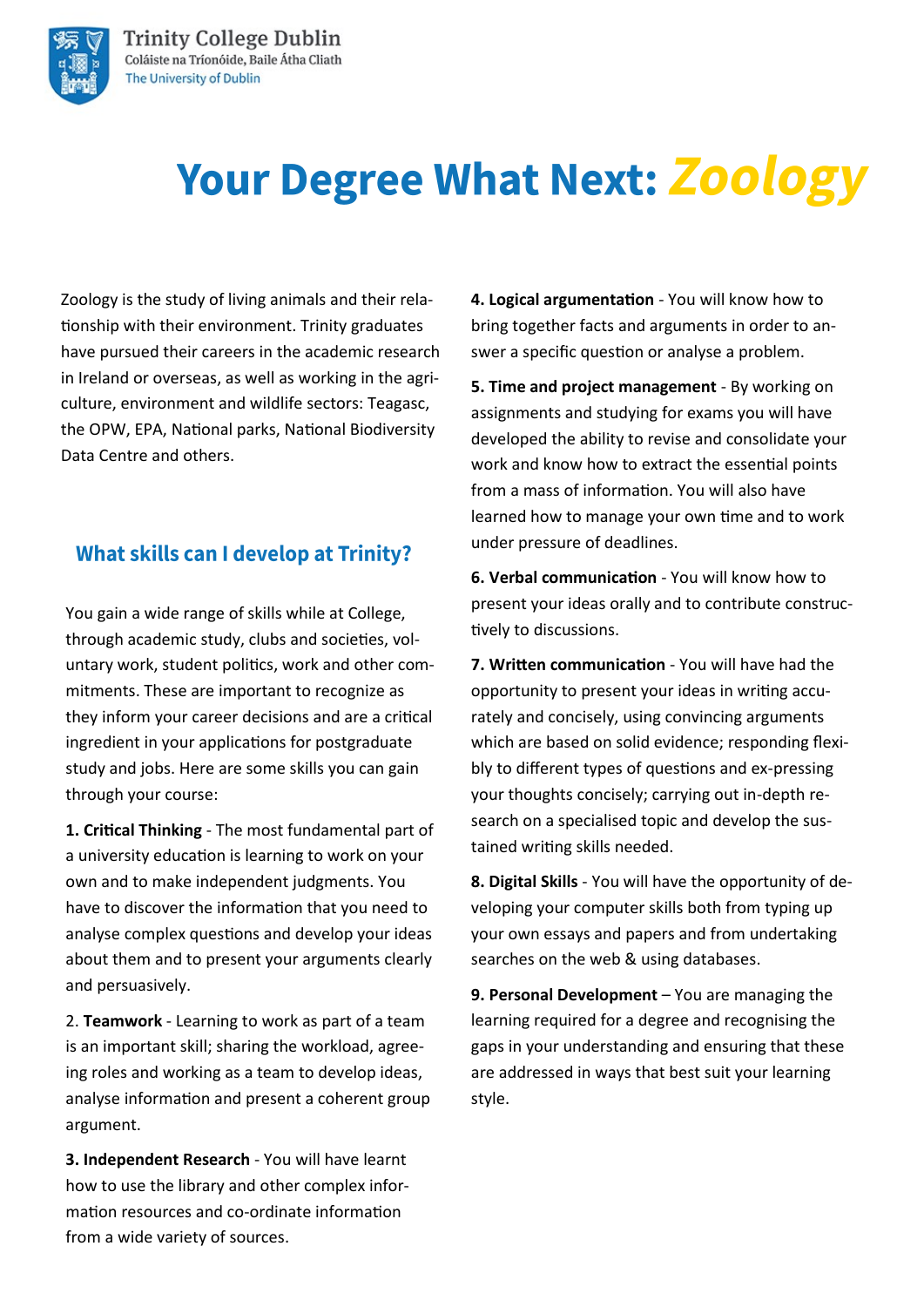# Your Degree What Next: *Zoology*

Zoology is the study of living animals and their relationship with their environment. Trinity graduates have pursued their careers in the academic research in Ireland or overseas, as well as working in the agriculture, environment and wildlife sectors: Teagasc, the OPW, EPA, National parks, National Biodiversity Data Centre and others.

## What skills can I develop at Trinity?

You gain a wide range of skills while at College, through academic study, clubs and societies, voluntary work, student politics, work and other commitments. These are important to recognize as they inform your career decisions and are a critical ingredient in your applications for postgraduate study and jobs. Here are some skills you can gain through your course:

**1. Critical Thinking** - The most fundamental part of a university education is learning to work on your own and to make independent judgments. You have to discover the information that you need to analyse complex questions and develop your ideas about them and to present your arguments clearly and persuasively.

2. **Teamwork** - Learning to work as part of a team is an important skill; sharing the workload, agreeing roles and working as a team to develop ideas, analyse information and present a coherent group argument.

**3. Independent Research** - You will have learnt how to use the library and other complex information resources and co-ordinate information from a wide variety of sources.

**4. Logical argumentation** - You will know how to bring together facts and arguments in order to answer a specific question or analyse a problem.

**5. Time and project management** - By working on assignments and studying for exams you will have developed the ability to revise and consolidate your work and know how to extract the essential points from a mass of information. You will also have learned how to manage your own time and to work under pressure of deadlines.

**6. Verbal communication** - You will know how to present your ideas orally and to contribute constructively to discussions.

**7. Written communication** - You will have had the opportunity to present your ideas in writing accurately and concisely, using convincing arguments which are based on solid evidence; responding flexibly to different types of questions and ex-pressing your thoughts concisely; carrying out in-depth research on a specialised topic and develop the sustained writing skills needed.

**8. Digital Skills** - You will have the opportunity of developing your computer skills both from typing up your own essays and papers and from undertaking searches on the web & using databases.

**9. Personal Development** – You are managing the learning required for a degree and recognising the gaps in your understanding and ensuring that these are addressed in ways that best suit your learning style.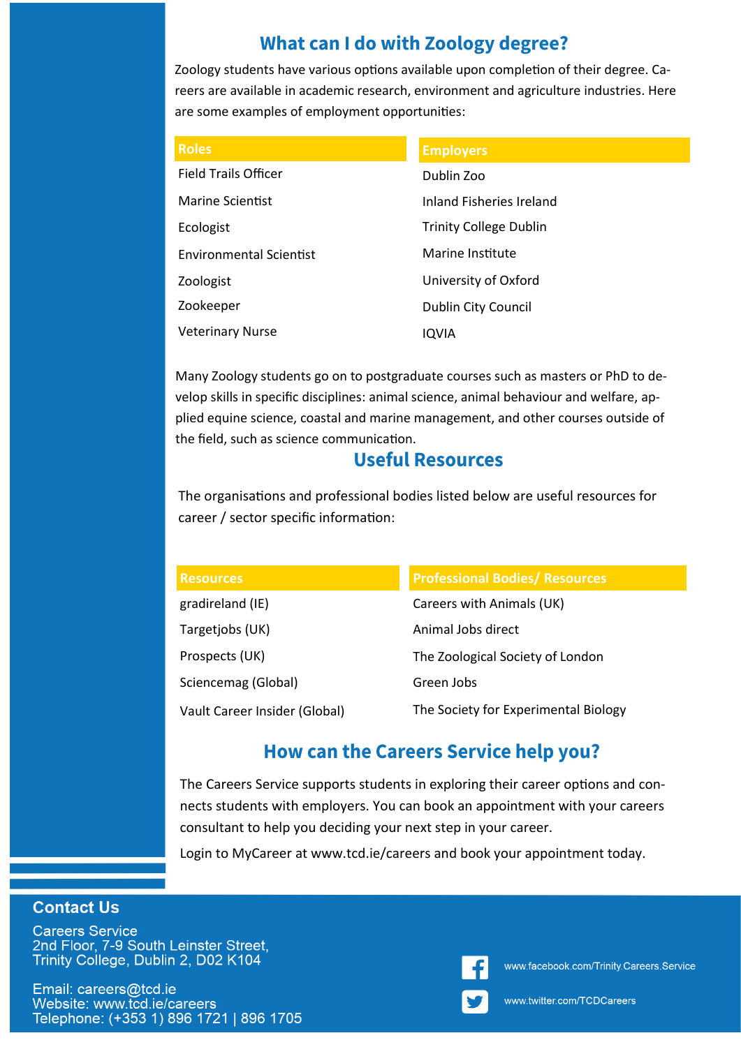## What can I do with Zoology degree?

Zoology students have various options available upon completion of their degree. Careers are available in academic research, environment and agriculture industries. Here are some examples of employment opportunities:

| Roles | Employers |
|---|---|
| Field Trails Officer | Dublin Zoo |
| Marine Scientist | Inland Fisheries Ireland |
| Ecologist | Trinity College Dublin |
| Environmental Scientist | Marine Institute |
| Zoologist | University of Oxford |
| Zookeeper | Dublin City Council |
| Veterinary Nurse | IQVIA |

Many Zoology students go on to postgraduate courses such as masters or PhD to develop skills in specific disciplines: animal science, animal behaviour and welfare, applied equine science, coastal and marine management, and other courses outside of the field, such as science communication.

## Useful Resources

The organisations and professional bodies listed below are useful resources for career / sector specific information:

| Resources | Professional Bodies/ Resources |
|---|---|
| gradireland (IE) | Careers with Animals (UK) |
| Targetjobs (UK) | Animal Jobs direct |
| Prospects (UK) | The Zoological Society of London |
| Sciencemag (Global) | Green Jobs |
| Vault Career Insider (Global) | The Society for Experimental Biology |

## How can the Careers Service help you?

The Careers Service supports students in exploring their career options and connects students with employers. You can book an appointment with your careers consultant to help you deciding your next step in your career.

Login to MyCareer at www.tcd.ie/careers and book your appointment today.

### Contact Us

Careers Service
2nd Floor, 7-9 South Leinster Street,
Trinity College, Dublin 2, D02 K104

Email: careers@tcd.ie
Website: www.tcd.ie/careers
Telephone: (+353 1) 896 1721 | 896 1705

www.facebook.com/Trinity.Careers.Service

www.twitter.com/TCDCareers